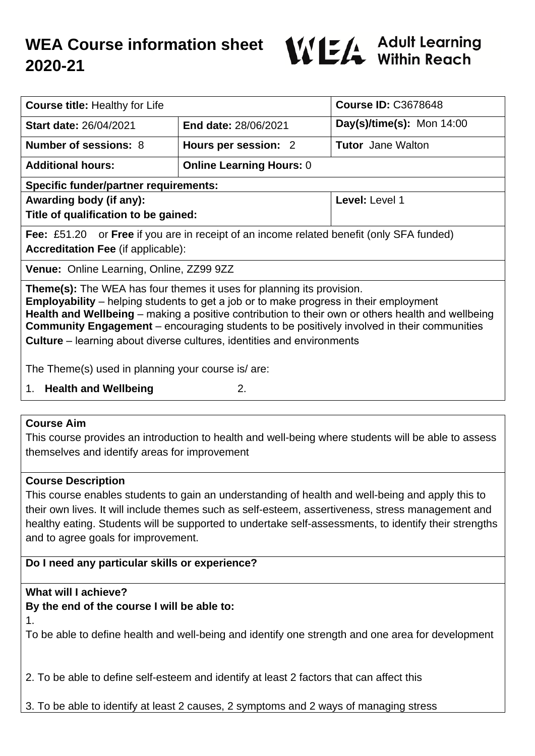# WEA Course information sheet 2020-21

WEA Adult Learning Within Reach

| **Course title:** Healthy for Life | | **Course ID:** C3678648 |
|---|---|---|
| **Start date:** 26/04/2021 | **End date:** 28/06/2021 | **Day(s)/time(s):** Mon 14:00 |
| **Number of sessions:** 8 | **Hours per session:** 2 | **Tutor** Jane Walton |
| **Additional hours:** | **Online Learning Hours:** 0 | |
| **Specific funder/partner requirements:** | | |
| **Awarding body (if any):** **Title of qualification to be gained:** | | **Level:** Level 1 |
| **Fee:** £51.20 or **Free** if you are in receipt of an income related benefit (only SFA funded) **Accreditation Fee** (if applicable): | | |
| **Venue:** Online Learning, Online, ZZ99 9ZZ | | |

**Theme(s):** The WEA has four themes it uses for planning its provision.
**Employability** – helping students to get a job or to make progress in their employment
**Health and Wellbeing** – making a positive contribution to their own or others health and wellbeing
**Community Engagement** – encouraging students to be positively involved in their communities
**Culture** – learning about diverse cultures, identities and environments

The Theme(s) used in planning your course is/ are:

1. **Health and Wellbeing**
2.

**Course Aim**

This course provides an introduction to health and well-being where students will be able to assess themselves and identify areas for improvement

**Course Description**

This course enables students to gain an understanding of health and well-being and apply this to their own lives. It will include themes such as self-esteem, assertiveness, stress management and healthy eating. Students will be supported to undertake self-assessments, to identify their strengths and to agree goals for improvement.

**Do I need any particular skills or experience?**

**What will I achieve?**
**By the end of the course I will be able to:**

1. To be able to define health and well-being and identify one strength and one area for development

2. To be able to define self-esteem and identify at least 2 factors that can affect this

3. To be able to identify at least 2 causes, 2 symptoms and 2 ways of managing stress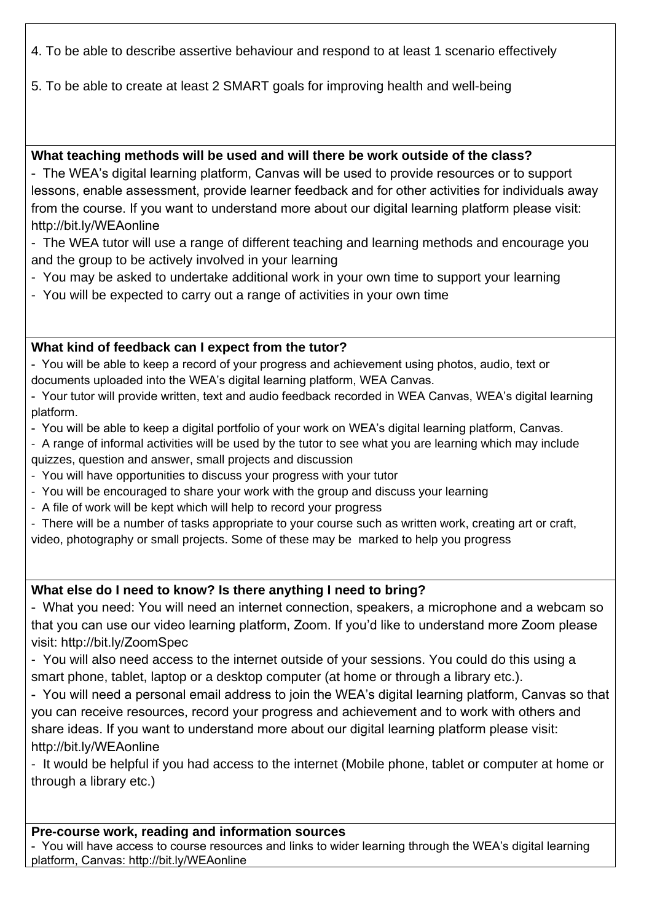4. To be able to describe assertive behaviour and respond to at least 1 scenario effectively

5. To be able to create at least 2 SMART goals for improving health and well-being

**What teaching methods will be used and will there be work outside of the class?**

- The WEA's digital learning platform, Canvas will be used to provide resources or to support lessons, enable assessment, provide learner feedback and for other activities for individuals away from the course. If you want to understand more about our digital learning platform please visit: http://bit.ly/WEAonline
- The WEA tutor will use a range of different teaching and learning methods and encourage you and the group to be actively involved in your learning
- You may be asked to undertake additional work in your own time to support your learning
- You will be expected to carry out a range of activities in your own time

**What kind of feedback can I expect from the tutor?**

- You will be able to keep a record of your progress and achievement using photos, audio, text or documents uploaded into the WEA's digital learning platform, WEA Canvas.
- Your tutor will provide written, text and audio feedback recorded in WEA Canvas, WEA's digital learning platform.
- You will be able to keep a digital portfolio of your work on WEA's digital learning platform, Canvas.
- A range of informal activities will be used by the tutor to see what you are learning which may include quizzes, question and answer, small projects and discussion
- You will have opportunities to discuss your progress with your tutor
- You will be encouraged to share your work with the group and discuss your learning
- A file of work will be kept which will help to record your progress
- There will be a number of tasks appropriate to your course such as written work, creating art or craft, video, photography or small projects. Some of these may be marked to help you progress

**What else do I need to know? Is there anything I need to bring?**

- What you need: You will need an internet connection, speakers, a microphone and a webcam so that you can use our video learning platform, Zoom. If you'd like to understand more Zoom please visit: http://bit.ly/ZoomSpec
- You will also need access to the internet outside of your sessions. You could do this using a smart phone, tablet, laptop or a desktop computer (at home or through a library etc.).
- You will need a personal email address to join the WEA's digital learning platform, Canvas so that you can receive resources, record your progress and achievement and to work with others and share ideas. If you want to understand more about our digital learning platform please visit: http://bit.ly/WEAonline
- It would be helpful if you had access to the internet (Mobile phone, tablet or computer at home or through a library etc.)

**Pre-course work, reading and information sources**

- You will have access to course resources and links to wider learning through the WEA's digital learning platform, Canvas: http://bit.ly/WEAonline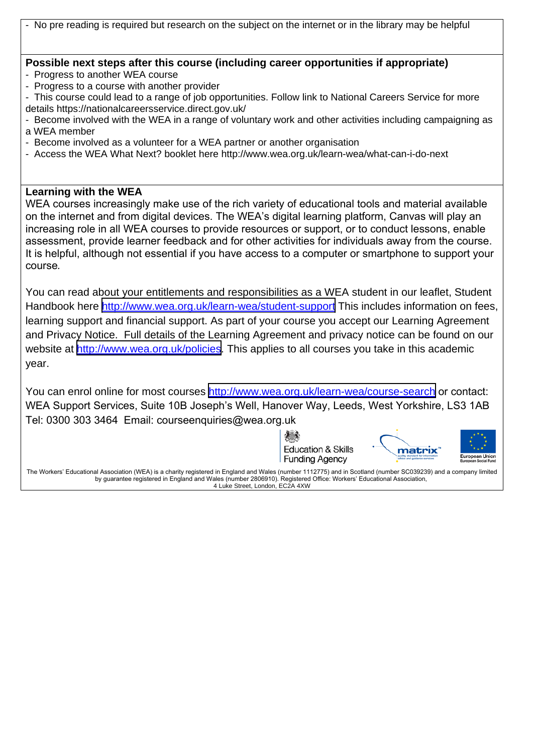- No pre reading is required but research on the subject on the internet or in the library may be helpful

**Possible next steps after this course (including career opportunities if appropriate)**

- Progress to another WEA course
- Progress to a course with another provider
- This course could lead to a range of job opportunities. Follow link to National Careers Service for more details https://nationalcareersservice.direct.gov.uk/
- Become involved with the WEA in a range of voluntary work and other activities including campaigning as a WEA member
- Become involved as a volunteer for a WEA partner or another organisation
- Access the WEA What Next? booklet here http://www.wea.org.uk/learn-wea/what-can-i-do-next

**Learning with the WEA**

WEA courses increasingly make use of the rich variety of educational tools and material available on the internet and from digital devices. The WEA's digital learning platform, Canvas will play an increasing role in all WEA courses to provide resources or support, or to conduct lessons, enable assessment, provide learner feedback and for other activities for individuals away from the course. It is helpful, although not essential if you have access to a computer or smartphone to support your course.

You can read about your entitlements and responsibilities as a WEA student in our leaflet, Student Handbook here http://www.wea.org.uk/learn-wea/student-support This includes information on fees, learning support and financial support. As part of your course you accept our Learning Agreement and Privacy Notice. Full details of the Learning Agreement and privacy notice can be found on our website at http://www.wea.org.uk/policies. This applies to all courses you take in this academic year.

You can enrol online for most courses http://www.wea.org.uk/learn-wea/course-search or contact: WEA Support Services, Suite 10B Joseph's Well, Hanover Way, Leeds, West Yorkshire, LS3 1AB Tel: 0300 303 3464 Email: courseenquiries@wea.org.uk

Education & Skills Funding Agency

matrix

European Union European Social Fund

The Workers' Educational Association (WEA) is a charity registered in England and Wales (number 1112775) and in Scotland (number SC039239) and a company limited by guarantee registered in England and Wales (number 2806910). Registered Office: Workers' Educational Association, 4 Luke Street, London, EC2A 4XW